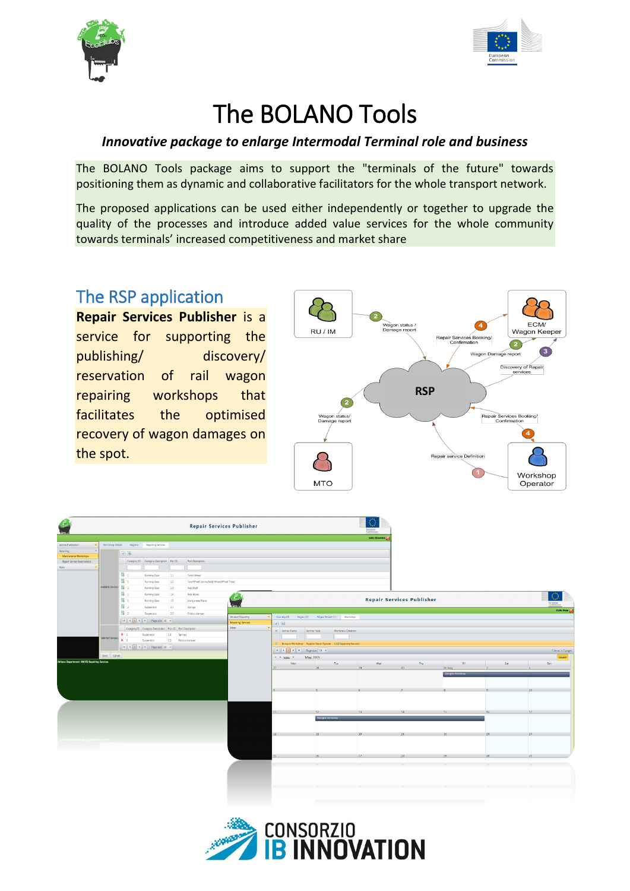# The BOLANO Tools

***Innovative package to enlarge Intermodal Terminal role and business***

The BOLANO Tools package aims to support the "terminals of the future" towards positioning them as dynamic and collaborative facilitators for the whole transport network.

The proposed applications can be used either independently or together to upgrade the quality of the processes and introduce added value services for the whole community towards terminals' increased competitiveness and market share

## The RSP application

**Repair Services Publisher** is a service for supporting the publishing/ discovery/ reservation of rail wagon repairing workshops that facilitates the optimised recovery of wagon damages on the spot.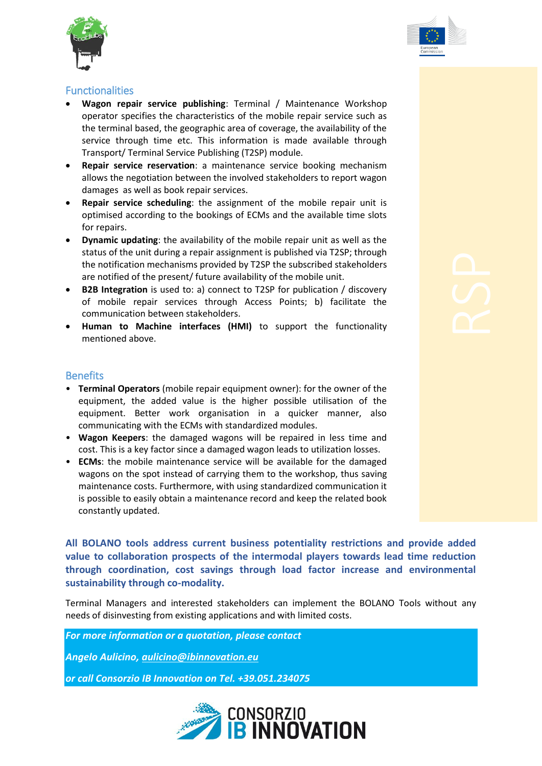## Functionalities

- **Wagon repair service publishing**: Terminal / Maintenance Workshop operator specifies the characteristics of the mobile repair service such as the terminal based, the geographic area of coverage, the availability of the service through time etc. This information is made available through Transport/ Terminal Service Publishing (T2SP) module.
- **Repair service reservation**: a maintenance service booking mechanism allows the negotiation between the involved stakeholders to report wagon damages as well as book repair services.
- **Repair service scheduling**: the assignment of the mobile repair unit is optimised according to the bookings of ECMs and the available time slots for repairs.
- **Dynamic updating**: the availability of the mobile repair unit as well as the status of the unit during a repair assignment is published via T2SP; through the notification mechanisms provided by T2SP the subscribed stakeholders are notified of the present/ future availability of the mobile unit.
- **B2B Integration** is used to: a) connect to T2SP for publication / discovery of mobile repair services through Access Points; b) facilitate the communication between stakeholders.
- **Human to Machine interfaces (HMI)** to support the functionality mentioned above.

RSP

## Benefits

- **Terminal Operators** (mobile repair equipment owner): for the owner of the equipment, the added value is the higher possible utilisation of the equipment. Better work organisation in a quicker manner, also communicating with the ECMs with standardized modules.
- **Wagon Keepers**: the damaged wagons will be repaired in less time and cost. This is a key factor since a damaged wagon leads to utilization losses.
- **ECMs**: the mobile maintenance service will be available for the damaged wagons on the spot instead of carrying them to the workshop, thus saving maintenance costs. Furthermore, with using standardized communication it is possible to easily obtain a maintenance record and keep the related book constantly updated.

**All BOLANO tools address current business potentiality restrictions and provide added value to collaboration prospects of the intermodal players towards lead time reduction through coordination, cost savings through load factor increase and environmental sustainability through co-modality.**

Terminal Managers and interested stakeholders can implement the BOLANO Tools without any needs of disinvesting from existing applications and with limited costs.

***For more information or a quotation, please contact***

***Angelo Aulicino, aulicino@ibinnovation.eu***

***or call Consorzio IB Innovation on Tel. +39.051.234075***